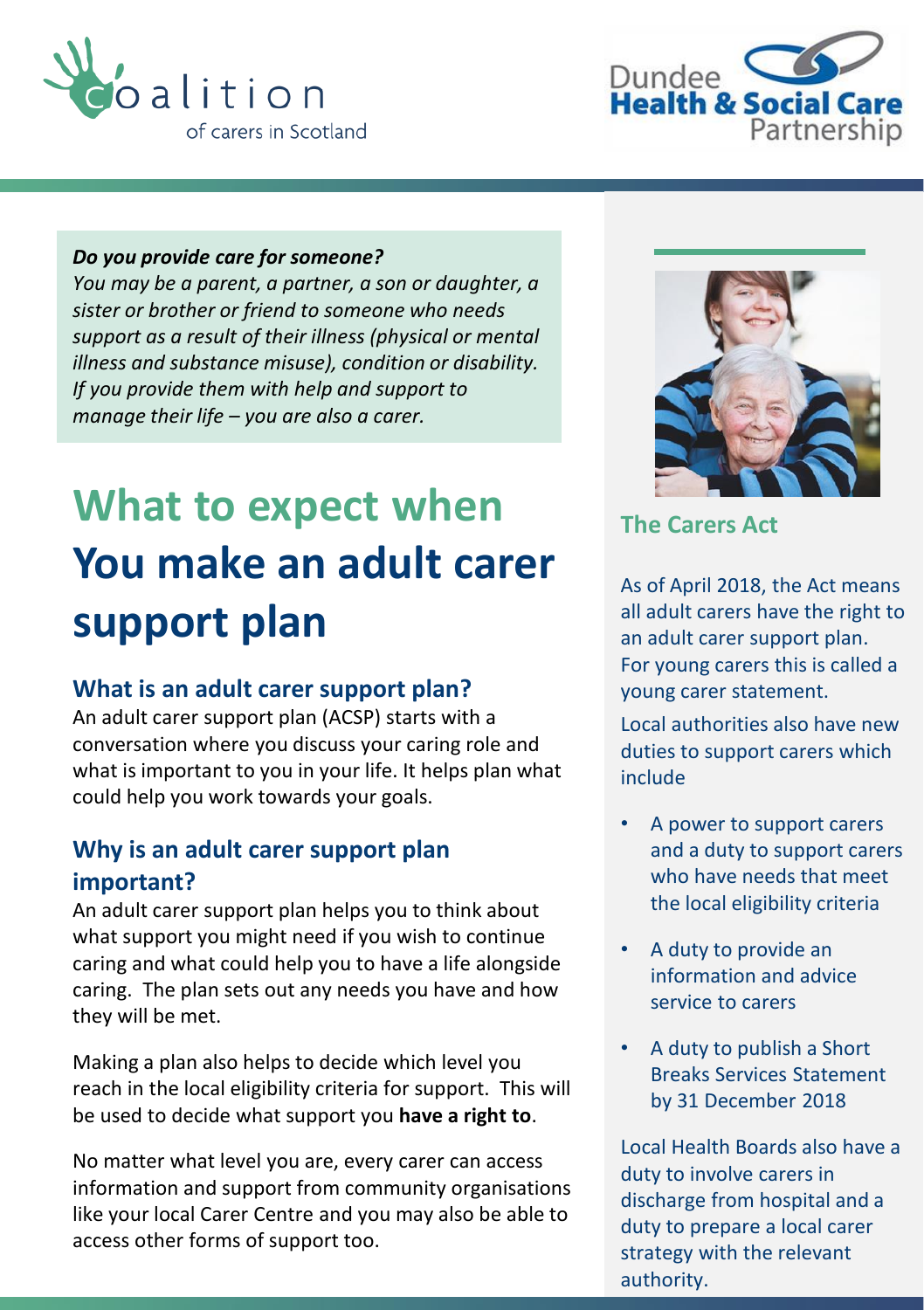*Do you provide care for someone?*
*You may be a parent, a partner, a son or daughter, a sister or brother or friend to someone who needs support as a result of their illness (physical or mental illness and substance misuse), condition or disability. If you provide them with help and support to manage their life – you are also a carer.*

# What to expect when You make an adult carer support plan

## What is an adult carer support plan?

An adult carer support plan (ACSP) starts with a conversation where you discuss your caring role and what is important to you in your life. It helps plan what could help you work towards your goals.

## Why is an adult carer support plan important?

An adult carer support plan helps you to think about what support you might need if you wish to continue caring and what could help you to have a life alongside caring. The plan sets out any needs you have and how they will be met.

Making a plan also helps to decide which level you reach in the local eligibility criteria for support. This will be used to decide what support you **have a right to**.

No matter what level you are, every carer can access information and support from community organisations like your local Carer Centre and you may also be able to access other forms of support too.

## The Carers Act

As of April 2018, the Act means all adult carers have the right to an adult carer support plan. For young carers this is called a young carer statement.

Local authorities also have new duties to support carers which include

- A power to support carers and a duty to support carers who have needs that meet the local eligibility criteria
- A duty to provide an information and advice service to carers
- A duty to publish a Short Breaks Services Statement by 31 December 2018

Local Health Boards also have a duty to involve carers in discharge from hospital and a duty to prepare a local carer strategy with the relevant authority.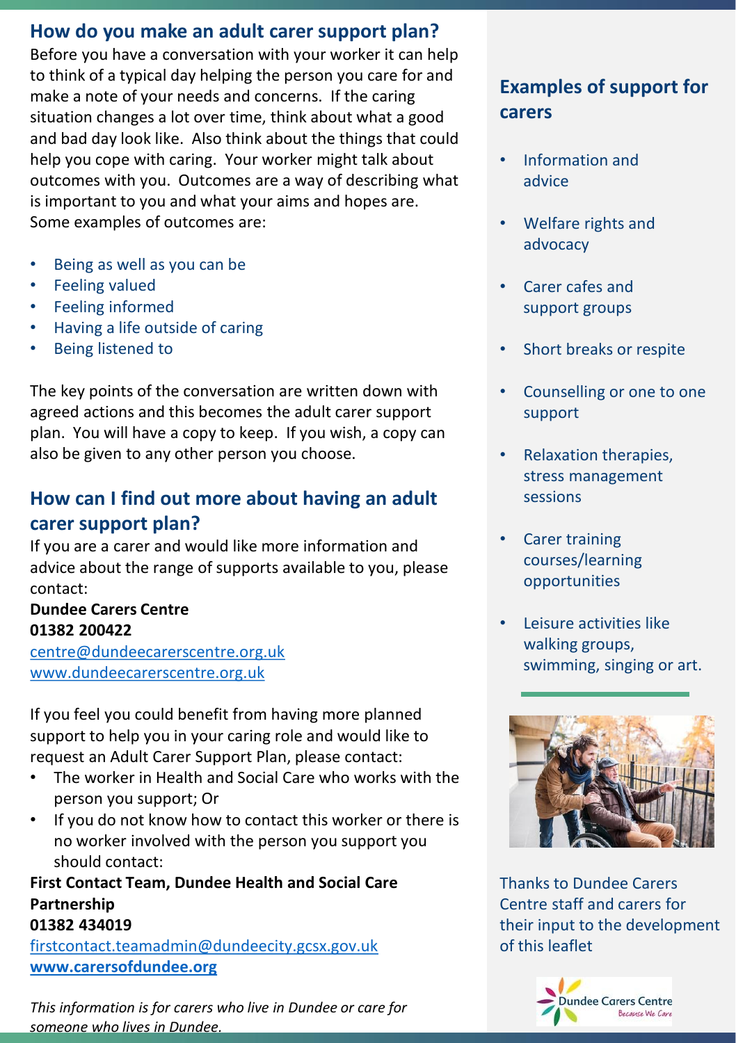## How do you make an adult carer support plan?

Before you have a conversation with your worker it can help to think of a typical day helping the person you care for and make a note of your needs and concerns. If the caring situation changes a lot over time, think about what a good and bad day look like. Also think about the things that could help you cope with caring. Your worker might talk about outcomes with you. Outcomes are a way of describing what is important to you and what your aims and hopes are. Some examples of outcomes are:

- Being as well as you can be
- Feeling valued
- Feeling informed
- Having a life outside of caring
- Being listened to

The key points of the conversation are written down with agreed actions and this becomes the adult carer support plan. You will have a copy to keep. If you wish, a copy can also be given to any other person you choose.

## How can I find out more about having an adult carer support plan?

If you are a carer and would like more information and advice about the range of supports available to you, please contact:

**Dundee Carers Centre**
**01382 200422**
centre@dundeecarerscentre.org.uk
www.dundeecarerscentre.org.uk

If you feel you could benefit from having more planned support to help you in your caring role and would like to request an Adult Carer Support Plan, please contact:

- The worker in Health and Social Care who works with the person you support; Or
- If you do not know how to contact this worker or there is no worker involved with the person you support you should contact:

**First Contact Team, Dundee Health and Social Care Partnership**
**01382 434019**
firstcontact.teamadmin@dundeecity.gcsx.gov.uk
**www.carersofdundee.org**

*This information is for carers who live in Dundee or care for someone who lives in Dundee.*

## Examples of support for carers

- Information and advice
- Welfare rights and advocacy
- Carer cafes and support groups
- Short breaks or respite
- Counselling or one to one support
- Relaxation therapies, stress management sessions
- Carer training courses/learning opportunities
- Leisure activities like walking groups, swimming, singing or art.

Thanks to Dundee Carers Centre staff and carers for their input to the development of this leaflet

Dundee Carers Centre
Because We Care